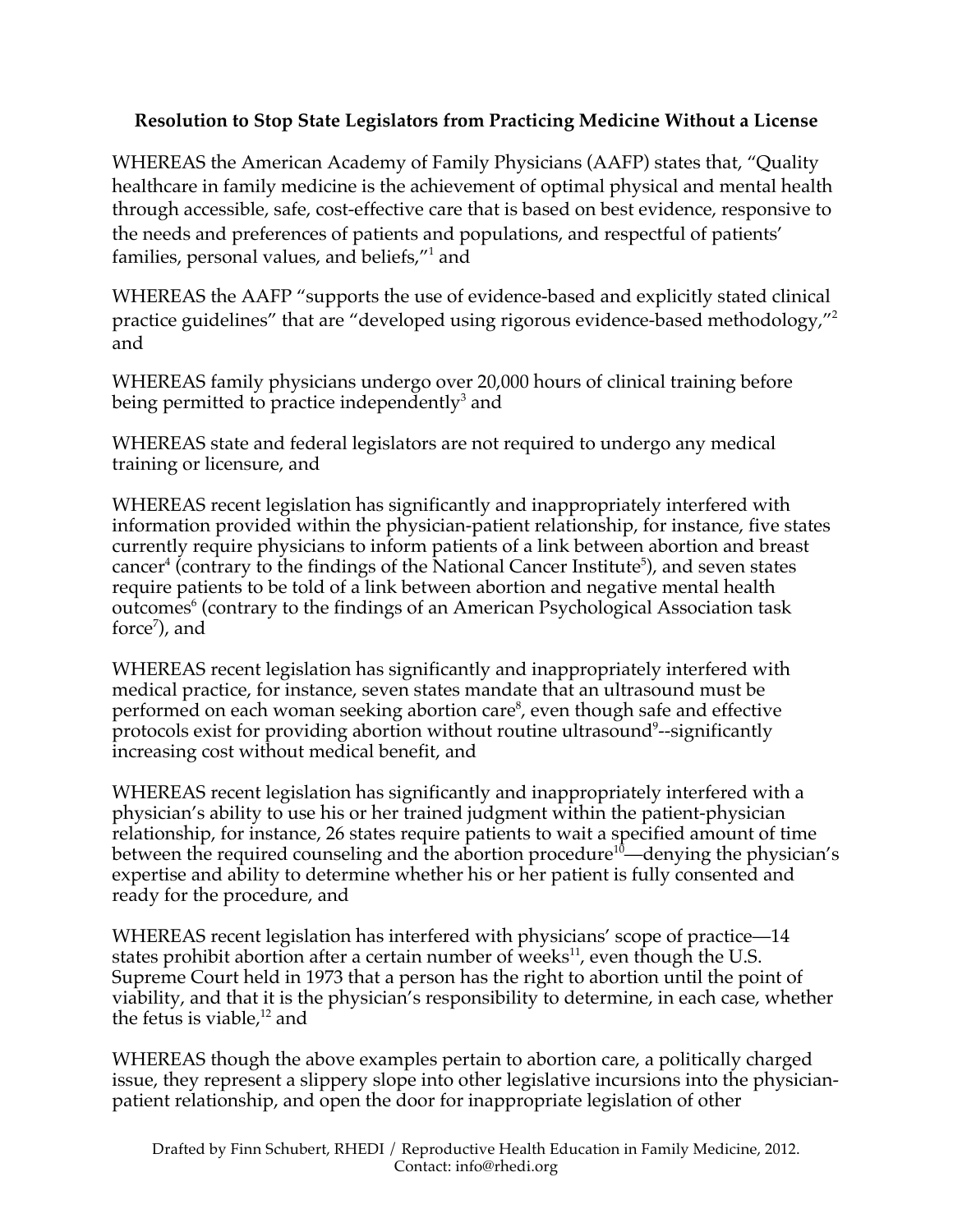**Resolution to Stop State Legislators from Practicing Medicine Without a License**

WHEREAS the American Academy of Family Physicians (AAFP) states that, "Quality healthcare in family medicine is the achievement of optimal physical and mental health through accessible, safe, cost-effective care that is based on best evidence, responsive to the needs and preferences of patients and populations, and respectful of patients' families, personal values, and beliefs,"[1] and

WHEREAS the AAFP "supports the use of evidence-based and explicitly stated clinical practice guidelines" that are "developed using rigorous evidence-based methodology,"[2] and

WHEREAS family physicians undergo over 20,000 hours of clinical training before being permitted to practice independently[3] and

WHEREAS state and federal legislators are not required to undergo any medical training or licensure, and

WHEREAS recent legislation has significantly and inappropriately interfered with information provided within the physician-patient relationship, for instance, five states currently require physicians to inform patients of a link between abortion and breast cancer[4] (contrary to the findings of the National Cancer Institute[5]), and seven states require patients to be told of a link between abortion and negative mental health outcomes[6] (contrary to the findings of an American Psychological Association task force[7]), and

WHEREAS recent legislation has significantly and inappropriately interfered with medical practice, for instance, seven states mandate that an ultrasound must be performed on each woman seeking abortion care[8], even though safe and effective protocols exist for providing abortion without routine ultrasound[9]--significantly increasing cost without medical benefit, and

WHEREAS recent legislation has significantly and inappropriately interfered with a physician's ability to use his or her trained judgment within the patient-physician relationship, for instance, 26 states require patients to wait a specified amount of time between the required counseling and the abortion procedure[10]—denying the physician's expertise and ability to determine whether his or her patient is fully consented and ready for the procedure, and

WHEREAS recent legislation has interfered with physicians' scope of practice—14 states prohibit abortion after a certain number of weeks[11], even though the U.S. Supreme Court held in 1973 that a person has the right to abortion until the point of viability, and that it is the physician's responsibility to determine, in each case, whether the fetus is viable,[12] and

WHEREAS though the above examples pertain to abortion care, a politically charged issue, they represent a slippery slope into other legislative incursions into the physician-patient relationship, and open the door for inappropriate legislation of other

Drafted by Finn Schubert, RHEDI / Reproductive Health Education in Family Medicine, 2012.
Contact: info@rhedi.org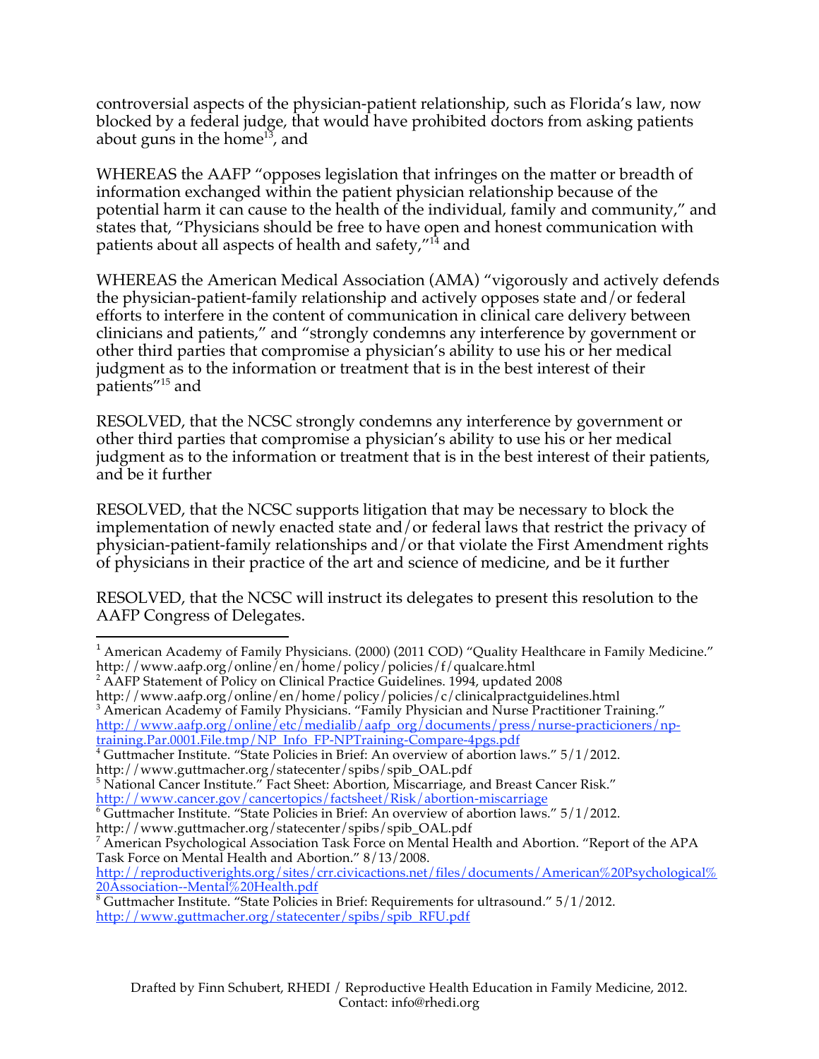controversial aspects of the physician-patient relationship, such as Florida's law, now blocked by a federal judge, that would have prohibited doctors from asking patients about guns in the home[13], and

WHEREAS the AAFP "opposes legislation that infringes on the matter or breadth of information exchanged within the patient physician relationship because of the potential harm it can cause to the health of the individual, family and community," and states that, "Physicians should be free to have open and honest communication with patients about all aspects of health and safety,"[14] and

WHEREAS the American Medical Association (AMA) "vigorously and actively defends the physician-patient-family relationship and actively opposes state and/or federal efforts to interfere in the content of communication in clinical care delivery between clinicians and patients," and "strongly condemns any interference by government or other third parties that compromise a physician's ability to use his or her medical judgment as to the information or treatment that is in the best interest of their patients"[15] and

RESOLVED, that the NCSC strongly condemns any interference by government or other third parties that compromise a physician's ability to use his or her medical judgment as to the information or treatment that is in the best interest of their patients, and be it further

RESOLVED, that the NCSC supports litigation that may be necessary to block the implementation of newly enacted state and/or federal laws that restrict the privacy of physician-patient-family relationships and/or that violate the First Amendment rights of physicians in their practice of the art and science of medicine, and be it further

RESOLVED, that the NCSC will instruct its delegates to present this resolution to the AAFP Congress of Delegates.

---

[1] American Academy of Family Physicians. (2000) (2011 COD) "Quality Healthcare in Family Medicine." http://www.aafp.org/online/en/home/policy/policies/f/qualcare.html

[2] AAFP Statement of Policy on Clinical Practice Guidelines. 1994, updated 2008 http://www.aafp.org/online/en/home/policy/policies/c/clinicalpractguidelines.html

[3] American Academy of Family Physicians. "Family Physician and Nurse Practitioner Training." http://www.aafp.org/online/etc/medialib/aafp_org/documents/press/nurse-practicioners/np-training.Par.0001.File.tmp/NP_Info_FP-NPTraining-Compare-4pgs.pdf

[4] Guttmacher Institute. "State Policies in Brief: An overview of abortion laws." 5/1/2012. http://www.guttmacher.org/statecenter/spibs/spib_OAL.pdf

[5] National Cancer Institute." Fact Sheet: Abortion, Miscarriage, and Breast Cancer Risk." http://www.cancer.gov/cancertopics/factsheet/Risk/abortion-miscarriage

[6] Guttmacher Institute. "State Policies in Brief: An overview of abortion laws." 5/1/2012. http://www.guttmacher.org/statecenter/spibs/spib_OAL.pdf

[7] American Psychological Association Task Force on Mental Health and Abortion. "Report of the APA Task Force on Mental Health and Abortion." 8/13/2008. http://reproductiverights.org/sites/crr.civicactions.net/files/documents/American%20Psychological%20Association--Mental%20Health.pdf

[8] Guttmacher Institute. "State Policies in Brief: Requirements for ultrasound." 5/1/2012. http://www.guttmacher.org/statecenter/spibs/spib_RFU.pdf

Drafted by Finn Schubert, RHEDI / Reproductive Health Education in Family Medicine, 2012. Contact: info@rhedi.org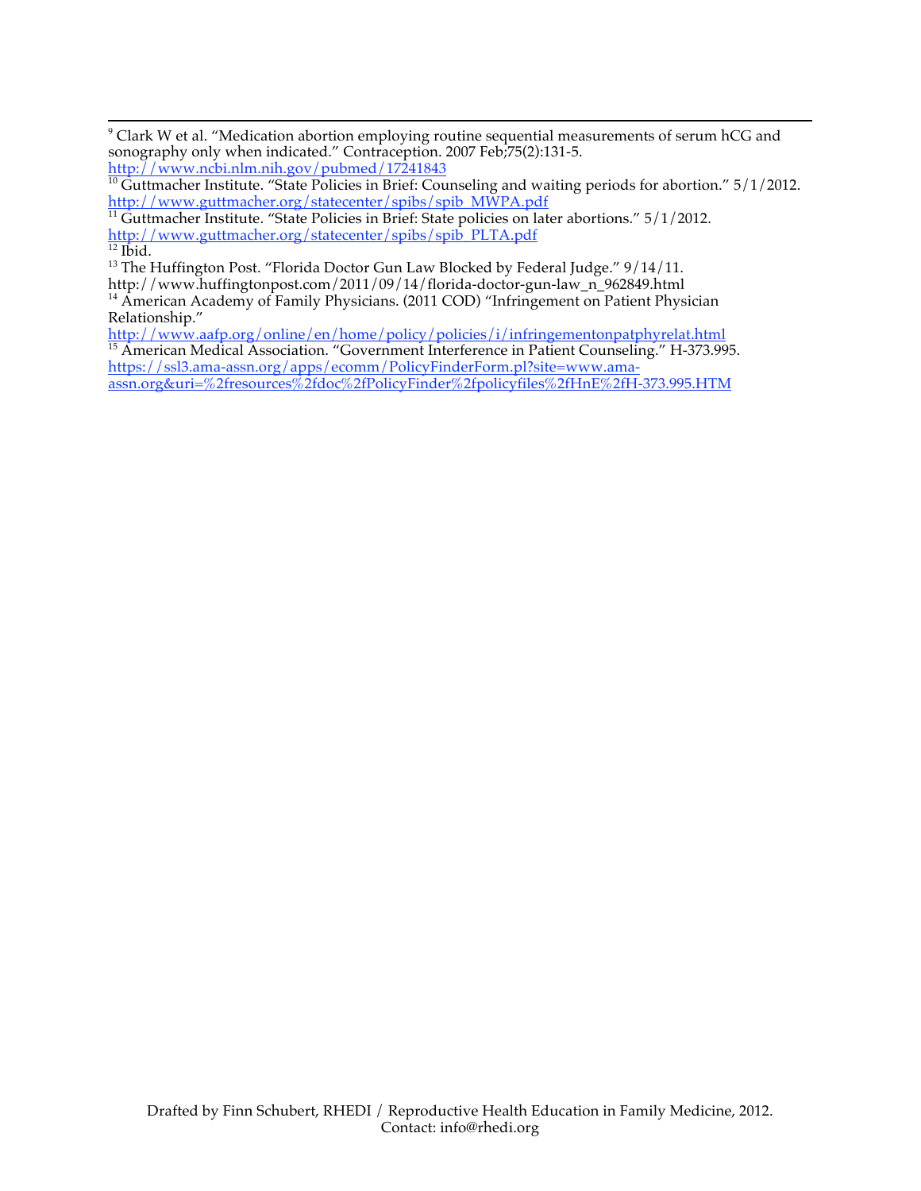[9] Clark W et al. "Medication abortion employing routine sequential measurements of serum hCG and sonography only when indicated." Contraception. 2007 Feb;75(2):131-5. http://www.ncbi.nlm.nih.gov/pubmed/17241843

[10] Guttmacher Institute. "State Policies in Brief: Counseling and waiting periods for abortion." 5/1/2012. http://www.guttmacher.org/statecenter/spibs/spib_MWPA.pdf

[11] Guttmacher Institute. "State Policies in Brief: State policies on later abortions." 5/1/2012. http://www.guttmacher.org/statecenter/spibs/spib_PLTA.pdf

[12] Ibid.

[13] The Huffington Post. "Florida Doctor Gun Law Blocked by Federal Judge." 9/14/11. http://www.huffingtonpost.com/2011/09/14/florida-doctor-gun-law_n_962849.html

[14] American Academy of Family Physicians. (2011 COD) "Infringement on Patient Physician Relationship." http://www.aafp.org/online/en/home/policy/policies/i/infringementonpatphyrelat.html

[15] American Medical Association. "Government Interference in Patient Counseling." H-373.995. https://ssl3.ama-assn.org/apps/ecomm/PolicyFinderForm.pl?site=www.ama-assn.org&uri=%2fresources%2fdoc%2fPolicyFinder%2fpolicyfiles%2fHnE%2fH-373.995.HTM

Drafted by Finn Schubert, RHEDI / Reproductive Health Education in Family Medicine, 2012.
Contact: info@rhedi.org